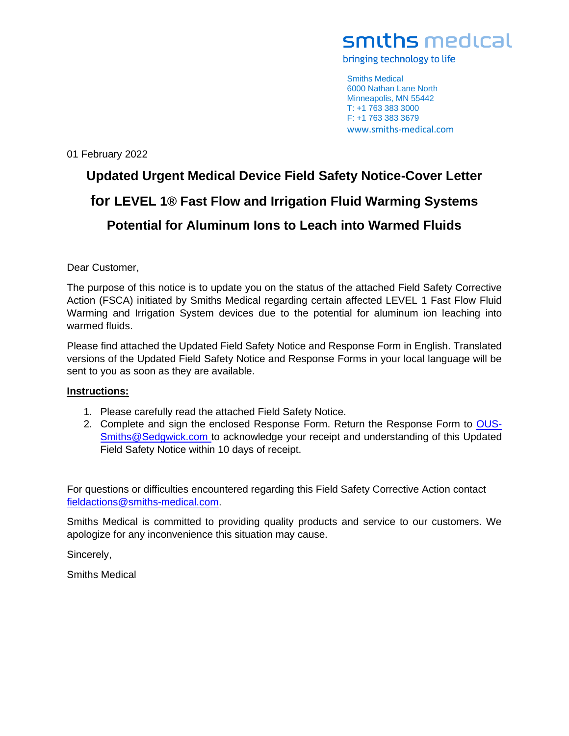smiths medical

bringing technology to life

Smiths Medical
6000 Nathan Lane North
Minneapolis, MN 55442
T: +1 763 383 3000
F: +1 763 383 3679
www.smiths-medical.com

01 February 2022

# Updated Urgent Medical Device Field Safety Notice-Cover Letter for LEVEL 1® Fast Flow and Irrigation Fluid Warming Systems Potential for Aluminum Ions to Leach into Warmed Fluids

Dear Customer,

The purpose of this notice is to update you on the status of the attached Field Safety Corrective Action (FSCA) initiated by Smiths Medical regarding certain affected LEVEL 1 Fast Flow Fluid Warming and Irrigation System devices due to the potential for aluminum ion leaching into warmed fluids.

Please find attached the Updated Field Safety Notice and Response Form in English. Translated versions of the Updated Field Safety Notice and Response Forms in your local language will be sent to you as soon as they are available.

**Instructions:**

1. Please carefully read the attached Field Safety Notice.
2. Complete and sign the enclosed Response Form. Return the Response Form to OUS-Smiths@Sedgwick.com to acknowledge your receipt and understanding of this Updated Field Safety Notice within 10 days of receipt.

For questions or difficulties encountered regarding this Field Safety Corrective Action contact fieldactions@smiths-medical.com.

Smiths Medical is committed to providing quality products and service to our customers. We apologize for any inconvenience this situation may cause.

Sincerely,

Smiths Medical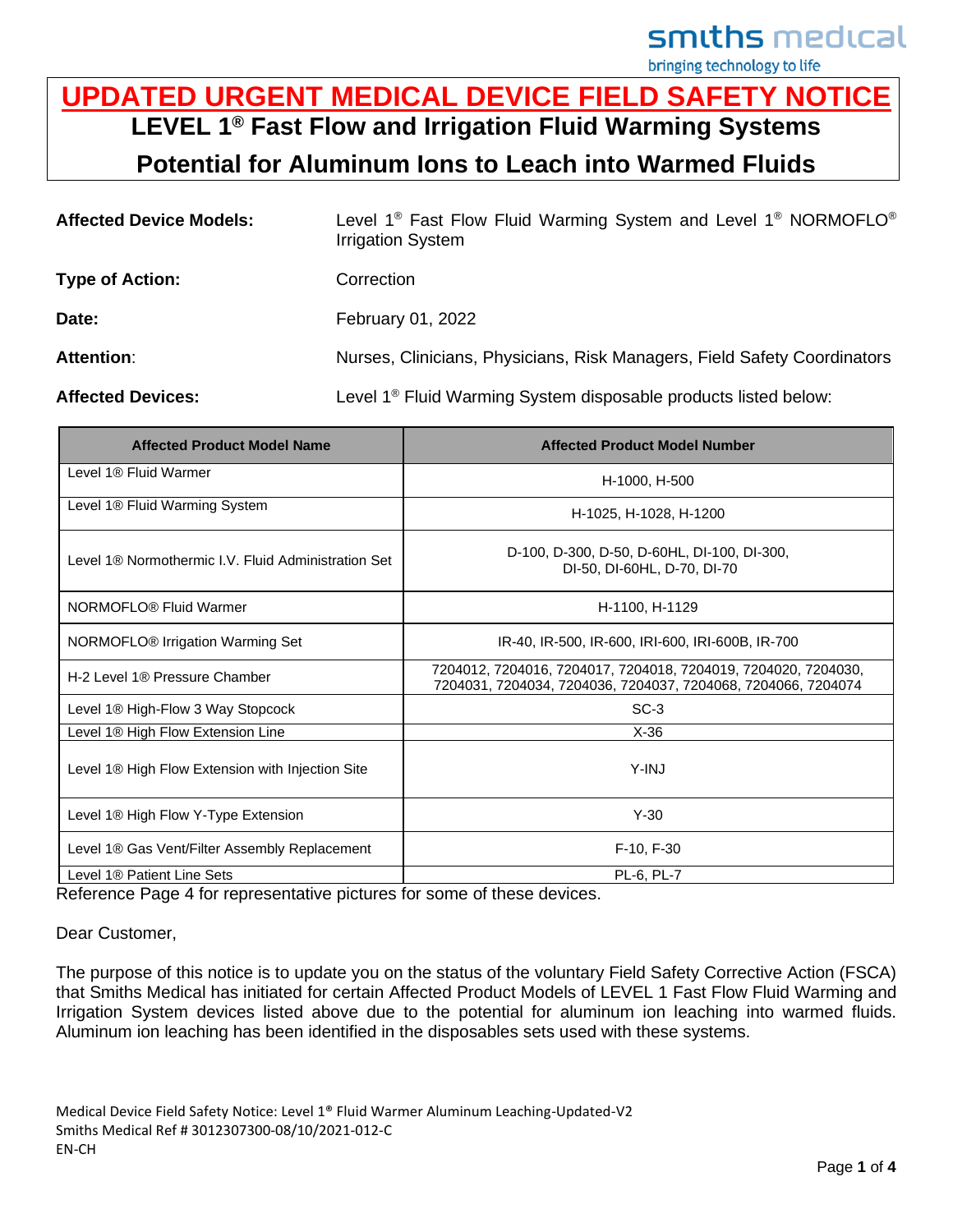# UPDATED URGENT MEDICAL DEVICE FIELD SAFETY NOTICE

## LEVEL 1® Fast Flow and Irrigation Fluid Warming Systems

## Potential for Aluminum Ions to Leach into Warmed Fluids

**Affected Device Models:** Level 1® Fast Flow Fluid Warming System and Level 1® NORMOFLO® Irrigation System

**Type of Action:** Correction

**Date:** February 01, 2022

**Attention:** Nurses, Clinicians, Physicians, Risk Managers, Field Safety Coordinators

**Affected Devices:** Level 1® Fluid Warming System disposable products listed below:

| Affected Product Model Name | Affected Product Model Number |
|---|---|
| Level 1® Fluid Warmer | H-1000, H-500 |
| Level 1® Fluid Warming System | H-1025, H-1028, H-1200 |
| Level 1® Normothermic I.V. Fluid Administration Set | D-100, D-300, D-50, D-60HL, DI-100, DI-300, DI-50, DI-60HL, D-70, DI-70 |
| NORMOFLO® Fluid Warmer | H-1100, H-1129 |
| NORMOFLO® Irrigation Warming Set | IR-40, IR-500, IR-600, IRI-600, IRI-600B, IR-700 |
| H-2 Level 1® Pressure Chamber | 7204012, 7204016, 7204017, 7204018, 7204019, 7204020, 7204030, 7204031, 7204034, 7204036, 7204037, 7204068, 7204066, 7204074 |
| Level 1® High-Flow 3 Way Stopcock | SC-3 |
| Level 1® High Flow Extension Line | X-36 |
| Level 1® High Flow Extension with Injection Site | Y-INJ |
| Level 1® High Flow Y-Type Extension | Y-30 |
| Level 1® Gas Vent/Filter Assembly Replacement | F-10, F-30 |
| Level 1® Patient Line Sets | PL-6, PL-7 |

Reference Page 4 for representative pictures for some of these devices.

Dear Customer,

The purpose of this notice is to update you on the status of the voluntary Field Safety Corrective Action (FSCA) that Smiths Medical has initiated for certain Affected Product Models of LEVEL 1 Fast Flow Fluid Warming and Irrigation System devices listed above due to the potential for aluminum ion leaching into warmed fluids. Aluminum ion leaching has been identified in the disposables sets used with these systems.

Medical Device Field Safety Notice: Level 1® Fluid Warmer Aluminum Leaching-Updated-V2
Smiths Medical Ref # 3012307300-08/10/2021-012-C
EN-CH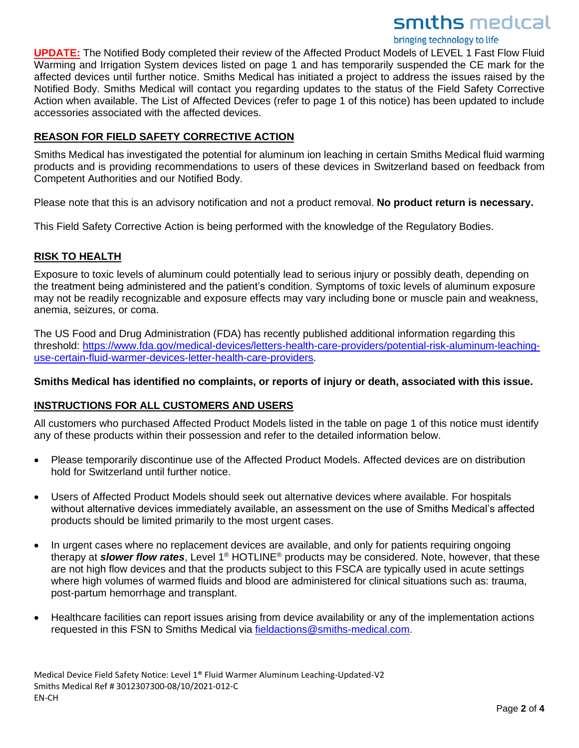**UPDATE:** The Notified Body completed their review of the Affected Product Models of LEVEL 1 Fast Flow Fluid Warming and Irrigation System devices listed on page 1 and has temporarily suspended the CE mark for the affected devices until further notice. Smiths Medical has initiated a project to address the issues raised by the Notified Body. Smiths Medical will contact you regarding updates to the status of the Field Safety Corrective Action when available. The List of Affected Devices (refer to page 1 of this notice) has been updated to include accessories associated with the affected devices.

## REASON FOR FIELD SAFETY CORRECTIVE ACTION

Smiths Medical has investigated the potential for aluminum ion leaching in certain Smiths Medical fluid warming products and is providing recommendations to users of these devices in Switzerland based on feedback from Competent Authorities and our Notified Body.

Please note that this is an advisory notification and not a product removal. **No product return is necessary.**

This Field Safety Corrective Action is being performed with the knowledge of the Regulatory Bodies.

## RISK TO HEALTH

Exposure to toxic levels of aluminum could potentially lead to serious injury or possibly death, depending on the treatment being administered and the patient's condition. Symptoms of toxic levels of aluminum exposure may not be readily recognizable and exposure effects may vary including bone or muscle pain and weakness, anemia, seizures, or coma.

The US Food and Drug Administration (FDA) has recently published additional information regarding this threshold: https://www.fda.gov/medical-devices/letters-health-care-providers/potential-risk-aluminum-leaching-use-certain-fluid-warmer-devices-letter-health-care-providers.

**Smiths Medical has identified no complaints, or reports of injury or death, associated with this issue.**

## INSTRUCTIONS FOR ALL CUSTOMERS AND USERS

All customers who purchased Affected Product Models listed in the table on page 1 of this notice must identify any of these products within their possession and refer to the detailed information below.

- Please temporarily discontinue use of the Affected Product Models. Affected devices are on distribution hold for Switzerland until further notice.
- Users of Affected Product Models should seek out alternative devices where available. For hospitals without alternative devices immediately available, an assessment on the use of Smiths Medical's affected products should be limited primarily to the most urgent cases.
- In urgent cases where no replacement devices are available, and only for patients requiring ongoing therapy at ***slower flow rates***, Level 1® HOTLINE® products may be considered. Note, however, that these are not high flow devices and that the products subject to this FSCA are typically used in acute settings where high volumes of warmed fluids and blood are administered for clinical situations such as: trauma, post-partum hemorrhage and transplant.
- Healthcare facilities can report issues arising from device availability or any of the implementation actions requested in this FSN to Smiths Medical via fieldactions@smiths-medical.com.

Medical Device Field Safety Notice: Level 1® Fluid Warmer Aluminum Leaching-Updated-V2
Smiths Medical Ref # 3012307300-08/10/2021-012-C
EN-CH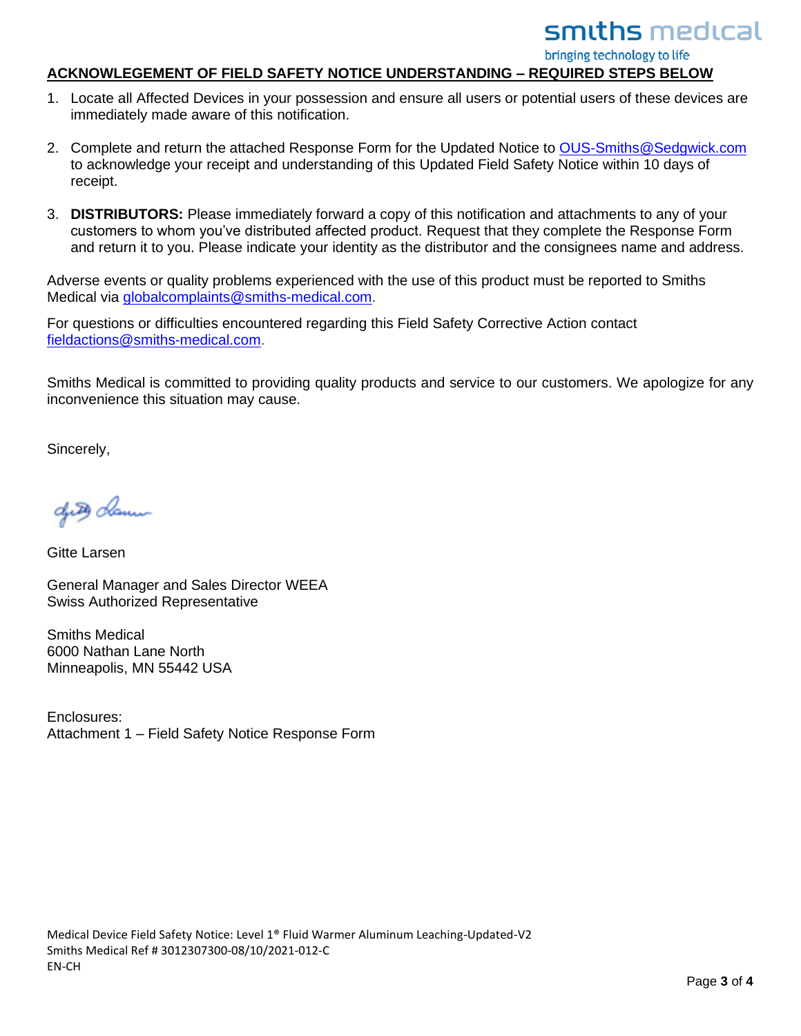## ACKNOWLEGEMENT OF FIELD SAFETY NOTICE UNDERSTANDING – REQUIRED STEPS BELOW

1. Locate all Affected Devices in your possession and ensure all users or potential users of these devices are immediately made aware of this notification.

2. Complete and return the attached Response Form for the Updated Notice to OUS-Smiths@Sedgwick.com to acknowledge your receipt and understanding of this Updated Field Safety Notice within 10 days of receipt.

3. **DISTRIBUTORS:** Please immediately forward a copy of this notification and attachments to any of your customers to whom you've distributed affected product. Request that they complete the Response Form and return it to you. Please indicate your identity as the distributor and the consignees name and address.

Adverse events or quality problems experienced with the use of this product must be reported to Smiths Medical via globalcomplaints@smiths-medical.com.

For questions or difficulties encountered regarding this Field Safety Corrective Action contact fieldactions@smiths-medical.com.

Smiths Medical is committed to providing quality products and service to our customers. We apologize for any inconvenience this situation may cause.

Sincerely,

Gitte Larsen

General Manager and Sales Director WEEA
Swiss Authorized Representative

Smiths Medical
6000 Nathan Lane North
Minneapolis, MN 55442 USA

Enclosures:
Attachment 1 – Field Safety Notice Response Form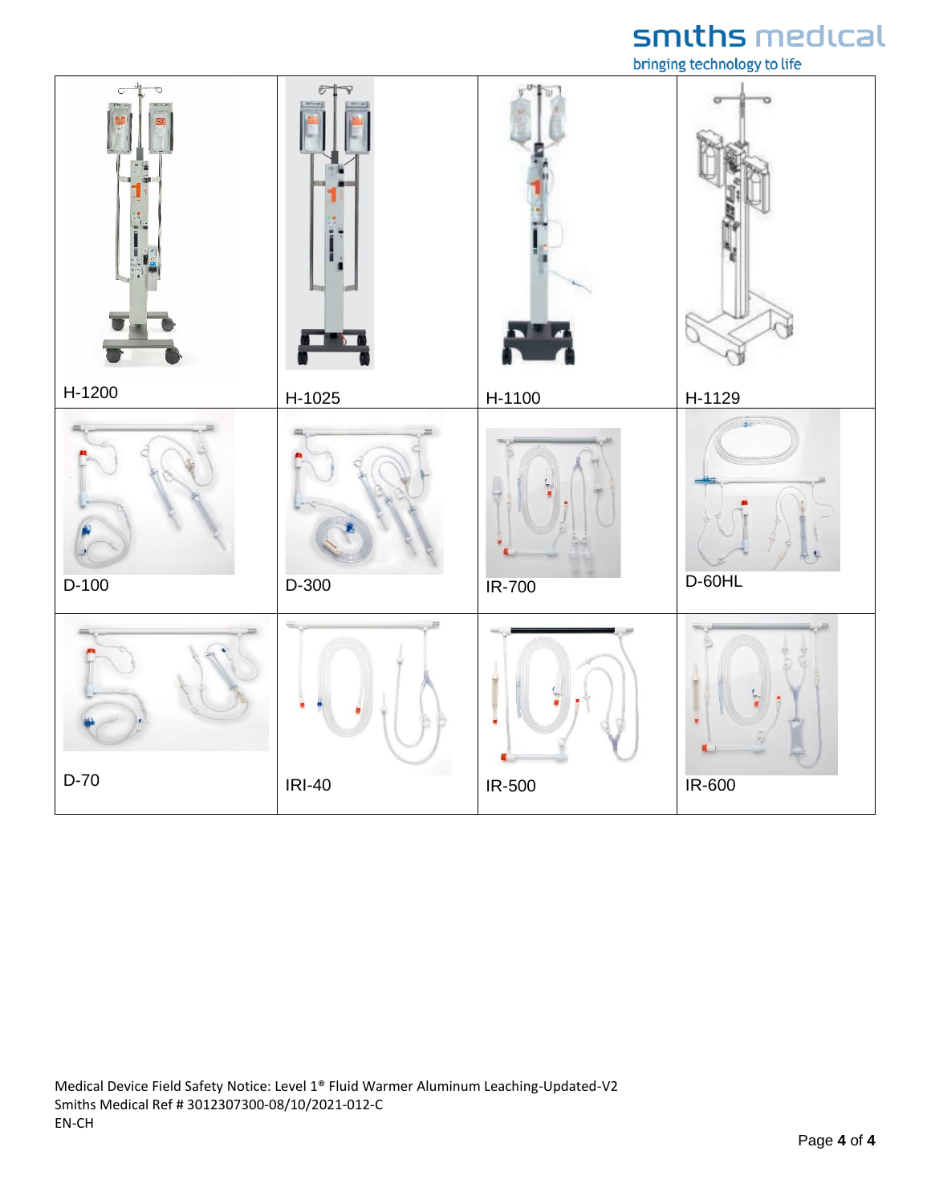| | | | |
|---|---|---|---|
| H-1200 | H-1025 | H-1100 | H-1129 |
| D-100 | D-300 | IR-700 | D-60HL |
| D-70 | IRI-40 | IR-500 | IR-600 |

Medical Device Field Safety Notice: Level 1® Fluid Warmer Aluminum Leaching-Updated-V2
Smiths Medical Ref # 3012307300-08/10/2021-012-C
EN-CH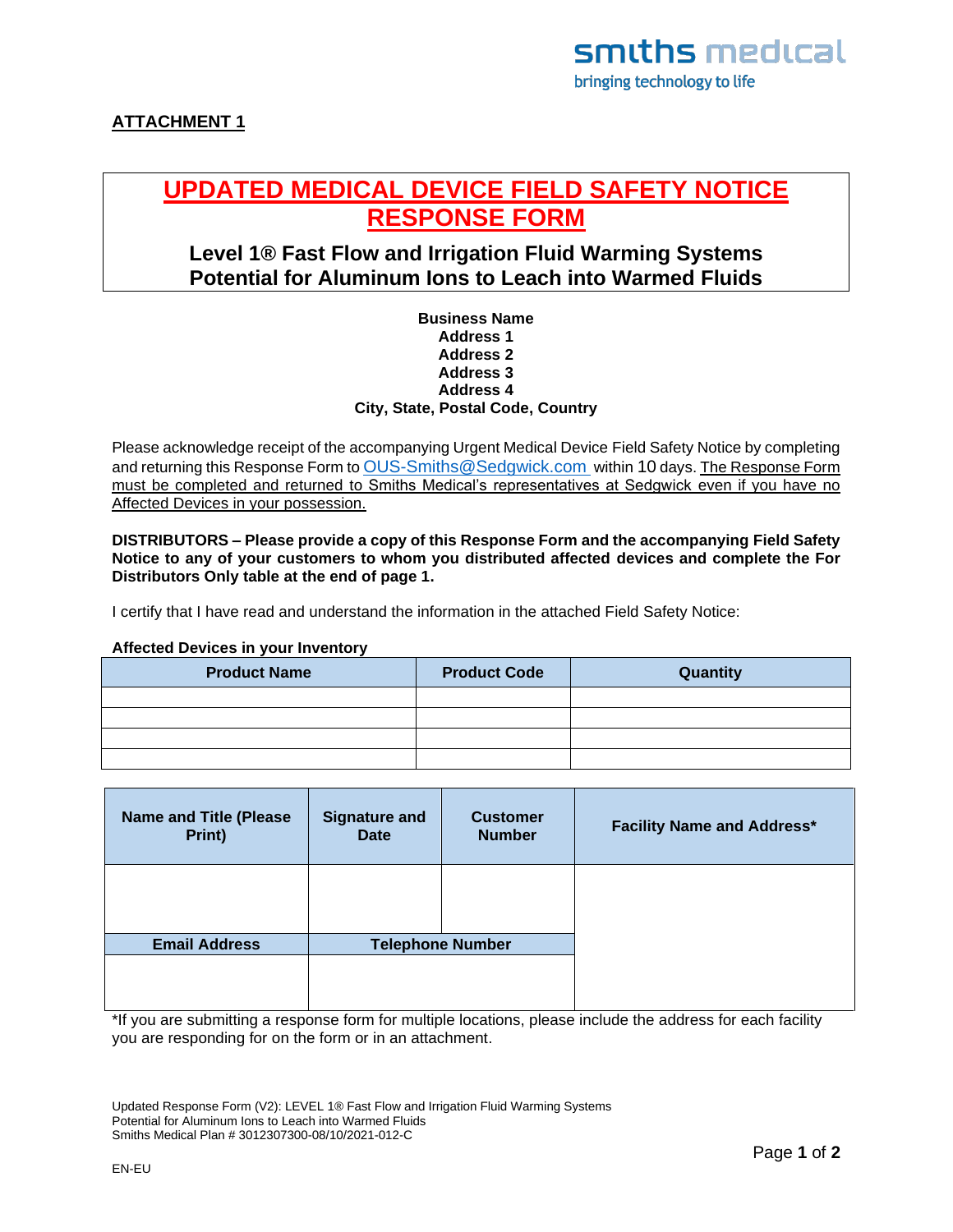**ATTACHMENT 1**

# UPDATED MEDICAL DEVICE FIELD SAFETY NOTICE RESPONSE FORM

## Level 1® Fast Flow and Irrigation Fluid Warming Systems Potential for Aluminum Ions to Leach into Warmed Fluids

**Business Name**
**Address 1**
**Address 2**
**Address 3**
**Address 4**
**City, State, Postal Code, Country**

Please acknowledge receipt of the accompanying Urgent Medical Device Field Safety Notice by completing and returning this Response Form to OUS-Smiths@Sedgwick.com within 10 days. The Response Form must be completed and returned to Smiths Medical's representatives at Sedgwick even if you have no Affected Devices in your possession.

**DISTRIBUTORS – Please provide a copy of this Response Form and the accompanying Field Safety Notice to any of your customers to whom you distributed affected devices and complete the For Distributors Only table at the end of page 1.**

I certify that I have read and understand the information in the attached Field Safety Notice:

**Affected Devices in your Inventory**

| Product Name | Product Code | Quantity |
|---|---|---|
| | | |
| | | |
| | | |
| | | |

| Name and Title (Please Print) | Signature and Date | Customer Number | Facility Name and Address* |
|---|---|---|---|
| | | | |
| **Email Address** | **Telephone Number** | | |
| | | | |

*If you are submitting a response form for multiple locations, please include the address for each facility you are responding for on the form or in an attachment.

Updated Response Form (V2): LEVEL 1® Fast Flow and Irrigation Fluid Warming Systems
Potential for Aluminum Ions to Leach into Warmed Fluids
Smiths Medical Plan # 3012307300-08/10/2021-012-C

EN-EU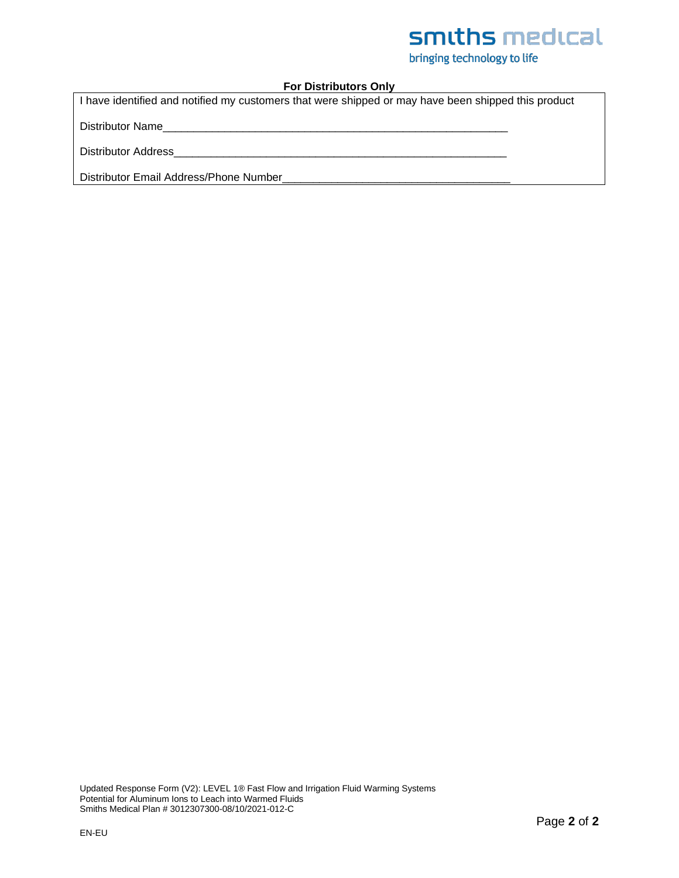**For Distributors Only**

I have identified and notified my customers that were shipped or may have been shipped this product

Distributor Name_______________________________________________________________

Distributor Address_____________________________________________________________

Distributor Email Address/Phone Number____________________________________________